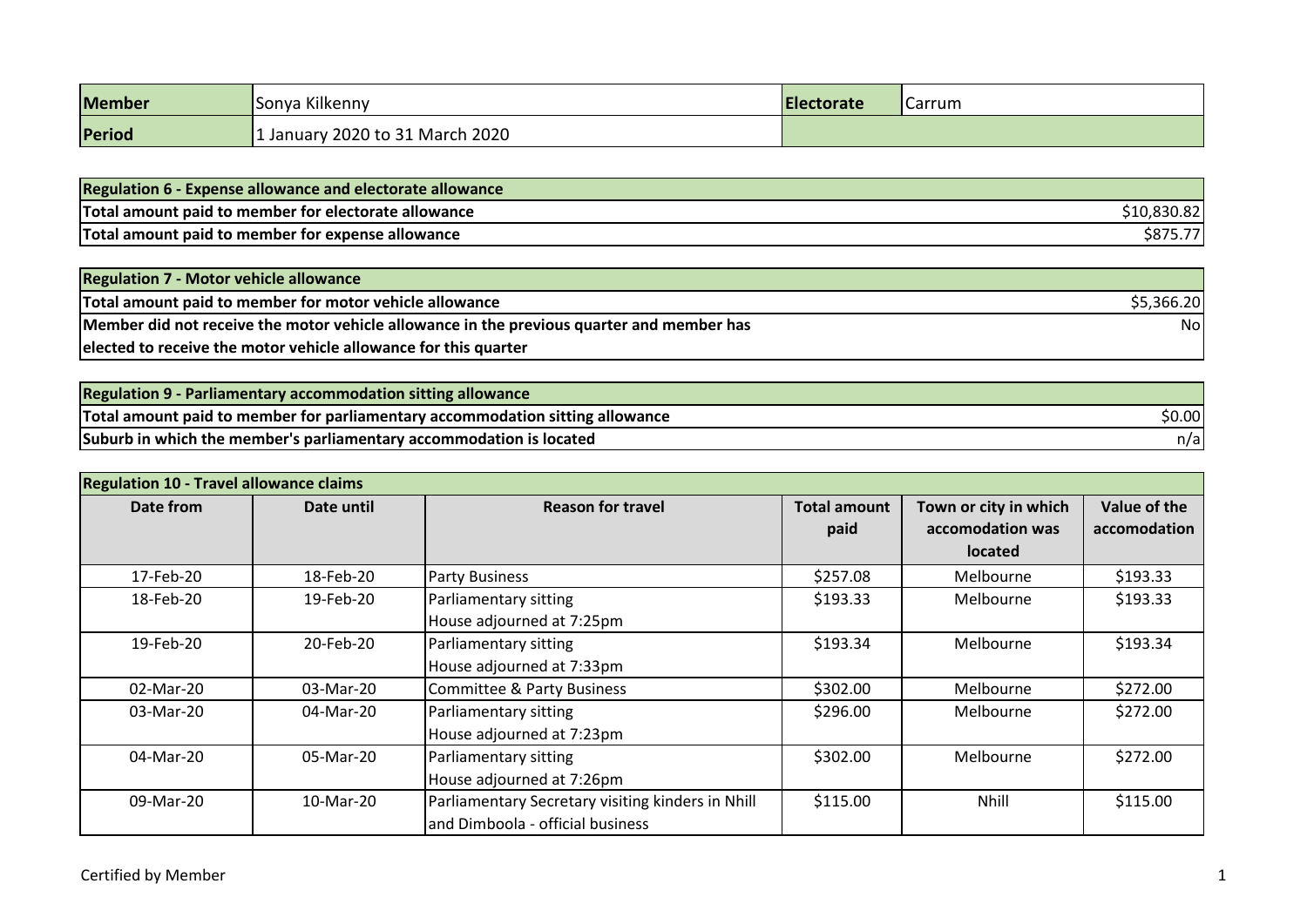| Member | Sonya Kilkenny | Electorate | Carrum |
|---|---|---|---|
| Period | 1 January 2020 to 31 March 2020 | | |

| Regulation 6 - Expense allowance and electorate allowance | |
|---|---|
| Total amount paid to member for electorate allowance | $10,830.82 |
| Total amount paid to member for expense allowance | $875.77 |

| Regulation 7 - Motor vehicle allowance | |
|---|---|
| Total amount paid to member for motor vehicle allowance | $5,366.20 |
| Member did not receive the motor vehicle allowance in the previous quarter and member has elected to receive the motor vehicle allowance for this quarter | No |

| Regulation 9 - Parliamentary accommodation sitting allowance | |
|---|---|
| Total amount paid to member for parliamentary accommodation sitting allowance | $0.00 |
| Suburb in which the member's parliamentary accommodation is located | n/a |

**Regulation 10 - Travel allowance claims**

| Date from | Date until | Reason for travel | Total amount paid | Town or city in which accomodation was located | Value of the accomodation |
|---|---|---|---|---|---|
| 17-Feb-20 | 18-Feb-20 | Party Business | $257.08 | Melbourne | $193.33 |
| 18-Feb-20 | 19-Feb-20 | Parliamentary sitting House adjourned at 7:25pm | $193.33 | Melbourne | $193.33 |
| 19-Feb-20 | 20-Feb-20 | Parliamentary sitting House adjourned at 7:33pm | $193.34 | Melbourne | $193.34 |
| 02-Mar-20 | 03-Mar-20 | Committee & Party Business | $302.00 | Melbourne | $272.00 |
| 03-Mar-20 | 04-Mar-20 | Parliamentary sitting House adjourned at 7:23pm | $296.00 | Melbourne | $272.00 |
| 04-Mar-20 | 05-Mar-20 | Parliamentary sitting House adjourned at 7:26pm | $302.00 | Melbourne | $272.00 |
| 09-Mar-20 | 10-Mar-20 | Parliamentary Secretary visiting kinders in Nhill and Dimboola - official business | $115.00 | Nhill | $115.00 |

Certified by Member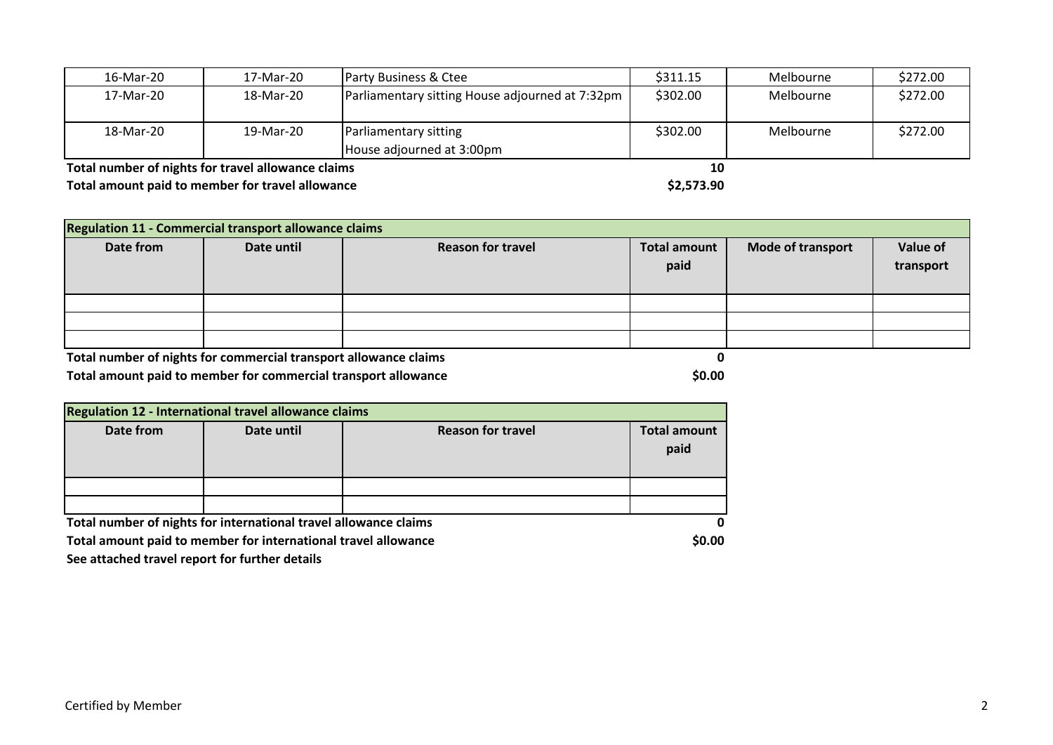| | | | | | |
|---|---|---|---|---|---|
| 16-Mar-20 | 17-Mar-20 | Party Business & Ctee | $311.15 | Melbourne | $272.00 |
| 17-Mar-20 | 18-Mar-20 | Parliamentary sitting House adjourned at 7:32pm | $302.00 | Melbourne | $272.00 |
| 18-Mar-20 | 19-Mar-20 | Parliamentary sitting<br>House adjourned at 3:00pm | $302.00 | Melbourne | $272.00 |

**Total number of nights for travel allowance claims** **10**

**Total amount paid to member for travel allowance** **$2,573.90**

| **Regulation 11 - Commercial transport allowance claims** | | | | | |
|---|---|---|---|---|---|
| **Date from** | **Date until** | **Reason for travel** | **Total amount paid** | **Mode of transport** | **Value of transport** |
| | | | | | |
| | | | | | |
| | | | | | |

**Total number of nights for commercial transport allowance claims** **0**

**Total amount paid to member for commercial transport allowance** **$0.00**

| **Regulation 12 - International travel allowance claims** | | | |
|---|---|---|---|
| **Date from** | **Date until** | **Reason for travel** | **Total amount paid** |
| | | | |
| | | | |

**Total number of nights for international travel allowance claims** **0**

**Total amount paid to member for international travel allowance** **$0.00**

**See attached travel report for further details**

Certified by Member